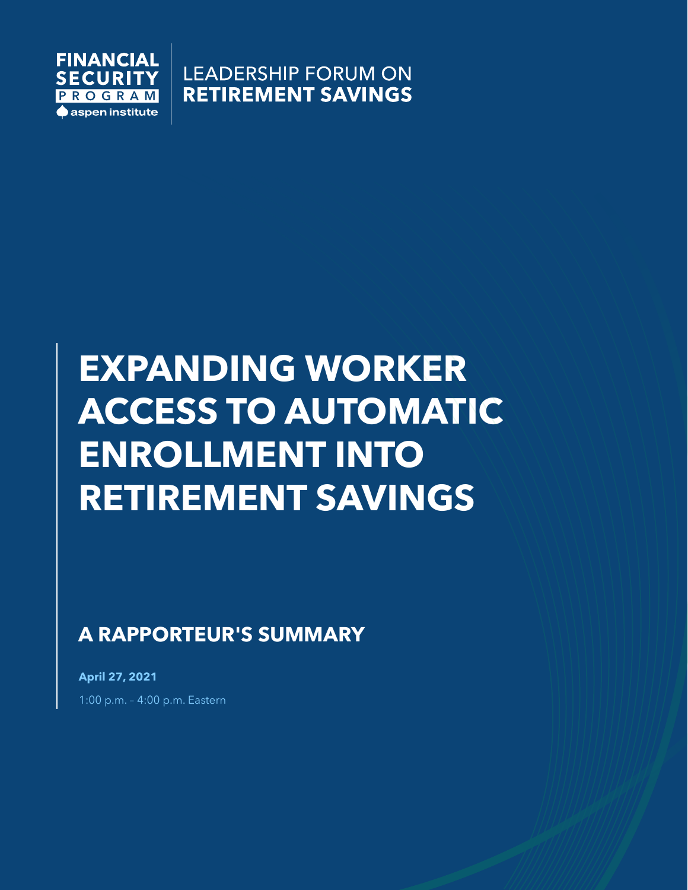FINANCIAL SECURITY PROGRAM
aspen institute

LEADERSHIP FORUM ON **RETIREMENT SAVINGS**

# EXPANDING WORKER ACCESS TO AUTOMATIC ENROLLMENT INTO RETIREMENT SAVINGS

## A RAPPORTEUR'S SUMMARY

**April 27, 2021**

1:00 p.m. – 4:00 p.m. Eastern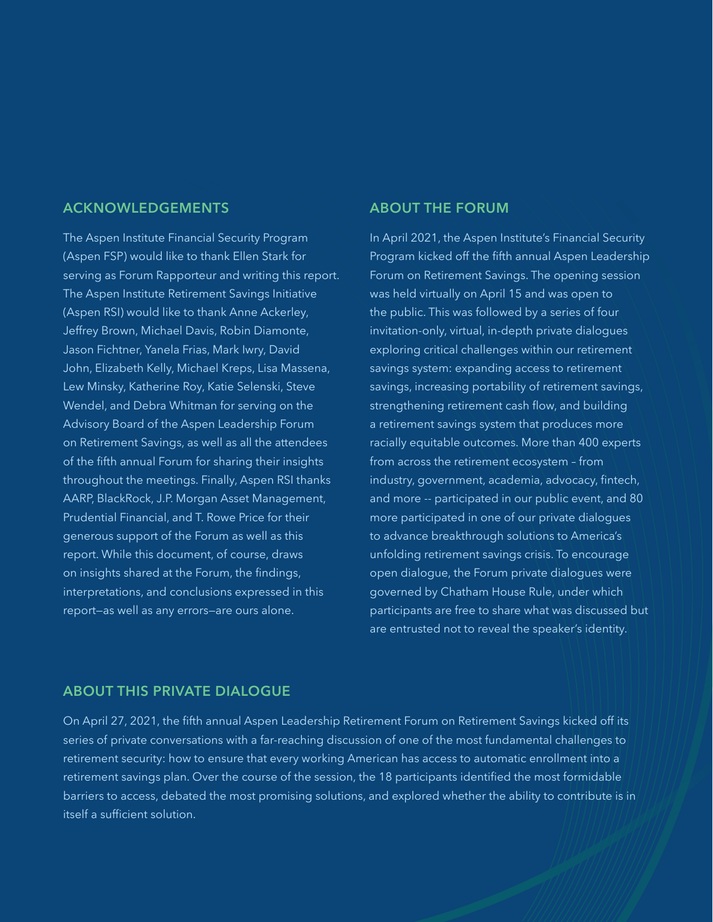## ACKNOWLEDGEMENTS

The Aspen Institute Financial Security Program (Aspen FSP) would like to thank Ellen Stark for serving as Forum Rapporteur and writing this report. The Aspen Institute Retirement Savings Initiative (Aspen RSI) would like to thank Anne Ackerley, Jeffrey Brown, Michael Davis, Robin Diamonte, Jason Fichtner, Yanela Frias, Mark Iwry, David John, Elizabeth Kelly, Michael Kreps, Lisa Massena, Lew Minsky, Katherine Roy, Katie Selenski, Steve Wendel, and Debra Whitman for serving on the Advisory Board of the Aspen Leadership Forum on Retirement Savings, as well as all the attendees of the fifth annual Forum for sharing their insights throughout the meetings. Finally, Aspen RSI thanks AARP, BlackRock, J.P. Morgan Asset Management, Prudential Financial, and T. Rowe Price for their generous support of the Forum as well as this report. While this document, of course, draws on insights shared at the Forum, the findings, interpretations, and conclusions expressed in this report—as well as any errors—are ours alone.

## ABOUT THE FORUM

In April 2021, the Aspen Institute's Financial Security Program kicked off the fifth annual Aspen Leadership Forum on Retirement Savings. The opening session was held virtually on April 15 and was open to the public. This was followed by a series of four invitation-only, virtual, in-depth private dialogues exploring critical challenges within our retirement savings system: expanding access to retirement savings, increasing portability of retirement savings, strengthening retirement cash flow, and building a retirement savings system that produces more racially equitable outcomes. More than 400 experts from across the retirement ecosystem – from industry, government, academia, advocacy, fintech, and more -- participated in our public event, and 80 more participated in one of our private dialogues to advance breakthrough solutions to America's unfolding retirement savings crisis. To encourage open dialogue, the Forum private dialogues were governed by Chatham House Rule, under which participants are free to share what was discussed but are entrusted not to reveal the speaker's identity.

## ABOUT THIS PRIVATE DIALOGUE

On April 27, 2021, the fifth annual Aspen Leadership Retirement Forum on Retirement Savings kicked off its series of private conversations with a far-reaching discussion of one of the most fundamental challenges to retirement security: how to ensure that every working American has access to automatic enrollment into a retirement savings plan. Over the course of the session, the 18 participants identified the most formidable barriers to access, debated the most promising solutions, and explored whether the ability to contribute is in itself a sufficient solution.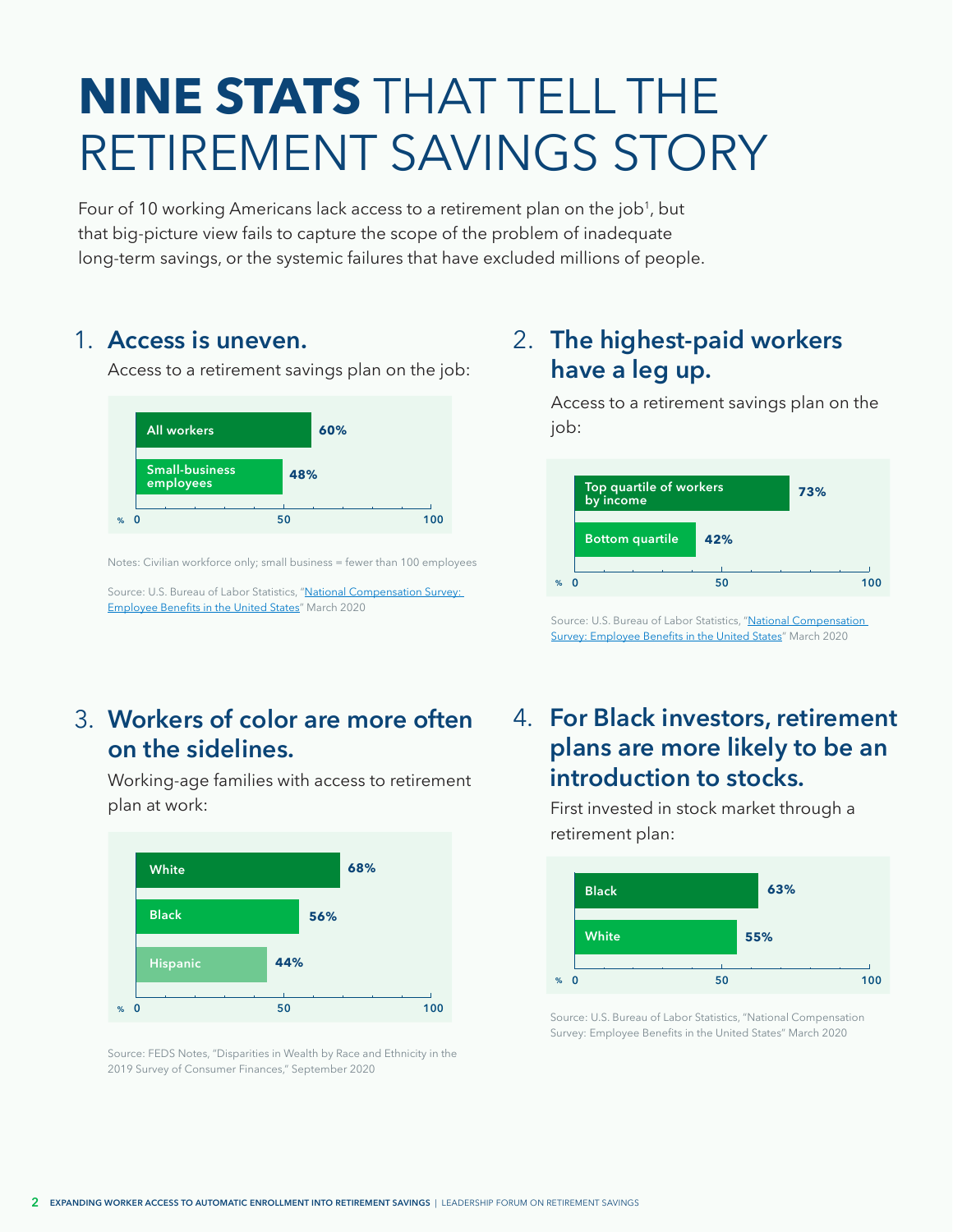# **NINE STATS** THAT TELL THE RETIREMENT SAVINGS STORY

Four of 10 working Americans lack access to a retirement plan on the job[1], but that big-picture view fails to capture the scope of the problem of inadequate long-term savings, or the systemic failures that have excluded millions of people.

## 1. Access is uneven.

Access to a retirement savings plan on the job:

| Group | % |
| --- | --- |
| All workers | 60% |
| Small-business employees | 48% |

Notes: Civilian workforce only; small business = fewer than 100 employees

Source: U.S. Bureau of Labor Statistics, "National Compensation Survey: Employee Benefits in the United States" March 2020

## 2. The highest-paid workers have a leg up.

Access to a retirement savings plan on the job:

| Group | % |
| --- | --- |
| Top quartile of workers by income | 73% |
| Bottom quartile | 42% |

Source: U.S. Bureau of Labor Statistics, "National Compensation Survey: Employee Benefits in the United States" March 2020

## 3. Workers of color are more often on the sidelines.

Working-age families with access to retirement plan at work:

| Group | % |
| --- | --- |
| White | 68% |
| Black | 56% |
| Hispanic | 44% |

Source: FEDS Notes, "Disparities in Wealth by Race and Ethnicity in the 2019 Survey of Consumer Finances," September 2020

## 4. For Black investors, retirement plans are more likely to be an introduction to stocks.

First invested in stock market through a retirement plan:

| Group | % |
| --- | --- |
| Black | 63% |
| White | 55% |

Source: U.S. Bureau of Labor Statistics, "National Compensation Survey: Employee Benefits in the United States" March 2020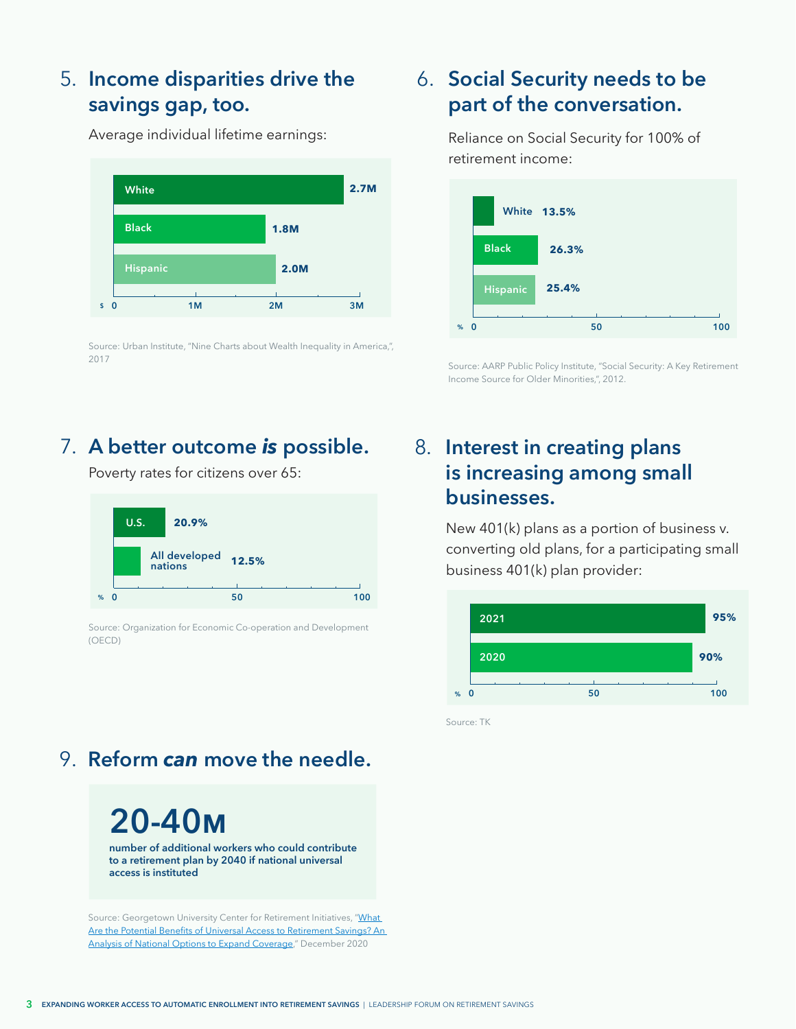## 5. Income disparities drive the savings gap, too.

Average individual lifetime earnings:

| Group | Earnings |
|---|---|
| White | 2.7M |
| Black | 1.8M |
| Hispanic | 2.0M |

Source: Urban Institute, "Nine Charts about Wealth Inequality in America,", 2017

## 6. Social Security needs to be part of the conversation.

Reliance on Social Security for 100% of retirement income:

| Group | % |
|---|---|
| White | 13.5% |
| Black | 26.3% |
| Hispanic | 25.4% |

Source: AARP Public Policy Institute, "Social Security: A Key Retirement Income Source for Older Minorities,", 2012.

## 7. A better outcome *is* possible.

Poverty rates for citizens over 65:

| | % |
|---|---|
| U.S. | 20.9% |
| All developed nations | 12.5% |

Source: Organization for Economic Co-operation and Development (OECD)

## 8. Interest in creating plans is increasing among small businesses.

New 401(k) plans as a portion of business v. converting old plans, for a participating small business 401(k) plan provider:

| Year | % |
|---|---|
| 2021 | 95% |
| 2020 | 90% |

Source: TK

## 9. Reform *can* move the needle.

**20-40M**

**number of additional workers who could contribute to a retirement plan by 2040 if national universal access is instituted**

Source: Georgetown University Center for Retirement Initiatives, "What Are the Potential Benefits of Universal Access to Retirement Savings? An Analysis of National Options to Expand Coverage," December 2020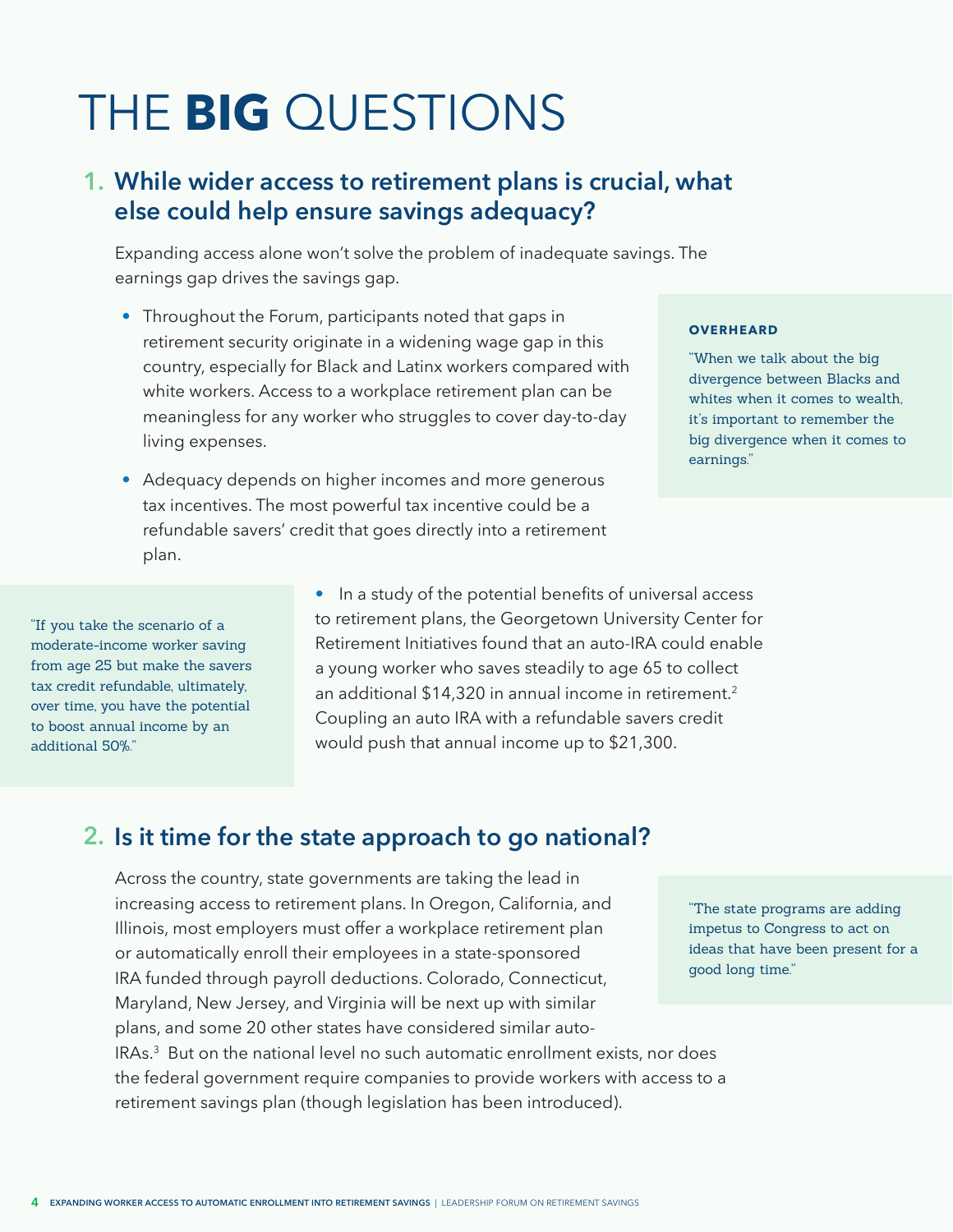# THE **BIG** QUESTIONS

## 1. While wider access to retirement plans is crucial, what else could help ensure savings adequacy?

Expanding access alone won't solve the problem of inadequate savings. The earnings gap drives the savings gap.

- Throughout the Forum, participants noted that gaps in retirement security originate in a widening wage gap in this country, especially for Black and Latinx workers compared with white workers. Access to a workplace retirement plan can be meaningless for any worker who struggles to cover day-to-day living expenses.

- Adequacy depends on higher incomes and more generous tax incentives. The most powerful tax incentive could be a refundable savers' credit that goes directly into a retirement plan.

- In a study of the potential benefits of universal access to retirement plans, the Georgetown University Center for Retirement Initiatives found that an auto-IRA could enable a young worker who saves steadily to age 65 to collect an additional $14,320 in annual income in retirement.[2] Coupling an auto IRA with a refundable savers credit would push that annual income up to $21,300.

**OVERHEARD**

"When we talk about the big divergence between Blacks and whites when it comes to wealth, it's important to remember the big divergence when it comes to earnings."

"If you take the scenario of a moderate-income worker saving from age 25 but make the savers tax credit refundable, ultimately, over time, you have the potential to boost annual income by an additional 50%."

## 2. Is it time for the state approach to go national?

Across the country, state governments are taking the lead in increasing access to retirement plans. In Oregon, California, and Illinois, most employers must offer a workplace retirement plan or automatically enroll their employees in a state-sponsored IRA funded through payroll deductions. Colorado, Connecticut, Maryland, New Jersey, and Virginia will be next up with similar plans, and some 20 other states have considered similar auto-IRAs.[3] But on the national level no such automatic enrollment exists, nor does the federal government require companies to provide workers with access to a retirement savings plan (though legislation has been introduced).

"The state programs are adding impetus to Congress to act on ideas that have been present for a good long time."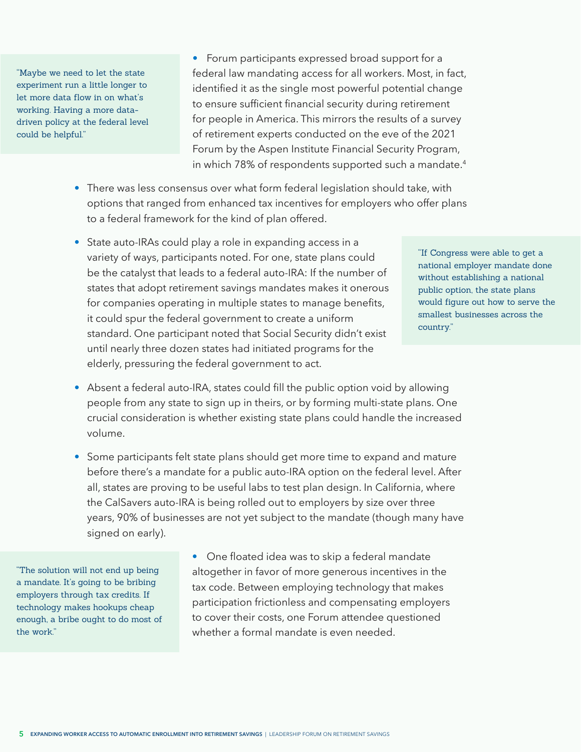> "Maybe we need to let the state experiment run a little longer to let more data flow in on what's working. Having a more data-driven policy at the federal level could be helpful."

- Forum participants expressed broad support for a federal law mandating access for all workers. Most, in fact, identified it as the single most powerful potential change to ensure sufficient financial security during retirement for people in America. This mirrors the results of a survey of retirement experts conducted on the eve of the 2021 Forum by the Aspen Institute Financial Security Program, in which 78% of respondents supported such a mandate.[4]

- There was less consensus over what form federal legislation should take, with options that ranged from enhanced tax incentives for employers who offer plans to a federal framework for the kind of plan offered.

- State auto-IRAs could play a role in expanding access in a variety of ways, participants noted. For one, state plans could be the catalyst that leads to a federal auto-IRA: If the number of states that adopt retirement savings mandates makes it onerous for companies operating in multiple states to manage benefits, it could spur the federal government to create a uniform standard. One participant noted that Social Security didn't exist until nearly three dozen states had initiated programs for the elderly, pressuring the federal government to act.

> "If Congress were able to get a national employer mandate done without establishing a national public option, the state plans would figure out how to serve the smallest businesses across the country."

- Absent a federal auto-IRA, states could fill the public option void by allowing people from any state to sign up in theirs, or by forming multi-state plans. One crucial consideration is whether existing state plans could handle the increased volume.

- Some participants felt state plans should get more time to expand and mature before there's a mandate for a public auto-IRA option on the federal level. After all, states are proving to be useful labs to test plan design. In California, where the CalSavers auto-IRA is being rolled out to employers by size over three years, 90% of businesses are not yet subject to the mandate (though many have signed on early).

> "The solution will not end up being a mandate. It's going to be bribing employers through tax credits. If technology makes hookups cheap enough, a bribe ought to do most of the work."

- One floated idea was to skip a federal mandate altogether in favor of more generous incentives in the tax code. Between employing technology that makes participation frictionless and compensating employers to cover their costs, one Forum attendee questioned whether a formal mandate is even needed.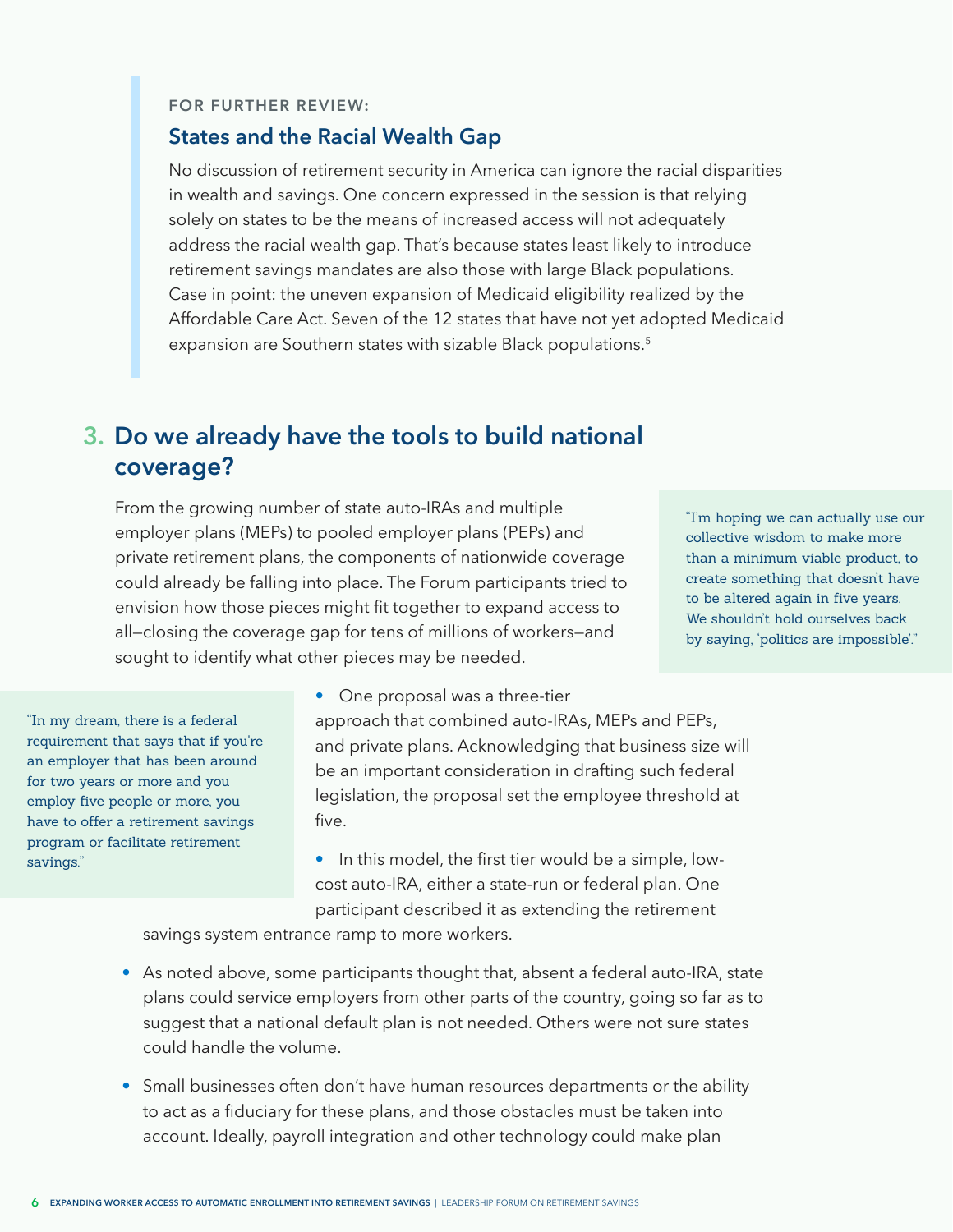FOR FURTHER REVIEW:

### States and the Racial Wealth Gap

No discussion of retirement security in America can ignore the racial disparities in wealth and savings. One concern expressed in the session is that relying solely on states to be the means of increased access will not adequately address the racial wealth gap. That's because states least likely to introduce retirement savings mandates are also those with large Black populations. Case in point: the uneven expansion of Medicaid eligibility realized by the Affordable Care Act. Seven of the 12 states that have not yet adopted Medicaid expansion are Southern states with sizable Black populations.[5]

## 3. Do we already have the tools to build national coverage?

From the growing number of state auto-IRAs and multiple employer plans (MEPs) to pooled employer plans (PEPs) and private retirement plans, the components of nationwide coverage could already be falling into place. The Forum participants tried to envision how those pieces might fit together to expand access to all—closing the coverage gap for tens of millions of workers—and sought to identify what other pieces may be needed.

> "I'm hoping we can actually use our collective wisdom to make more than a minimum viable product, to create something that doesn't have to be altered again in five years. We shouldn't hold ourselves back by saying, 'politics are impossible'."

> "In my dream, there is a federal requirement that says that if you're an employer that has been around for two years or more and you employ five people or more, you have to offer a retirement savings program or facilitate retirement savings."

- One proposal was a three-tier approach that combined auto-IRAs, MEPs and PEPs, and private plans. Acknowledging that business size will be an important consideration in drafting such federal legislation, the proposal set the employee threshold at five.
- In this model, the first tier would be a simple, low-cost auto-IRA, either a state-run or federal plan. One participant described it as extending the retirement savings system entrance ramp to more workers.
- As noted above, some participants thought that, absent a federal auto-IRA, state plans could service employers from other parts of the country, going so far as to suggest that a national default plan is not needed. Others were not sure states could handle the volume.
- Small businesses often don't have human resources departments or the ability to act as a fiduciary for these plans, and those obstacles must be taken into account. Ideally, payroll integration and other technology could make plan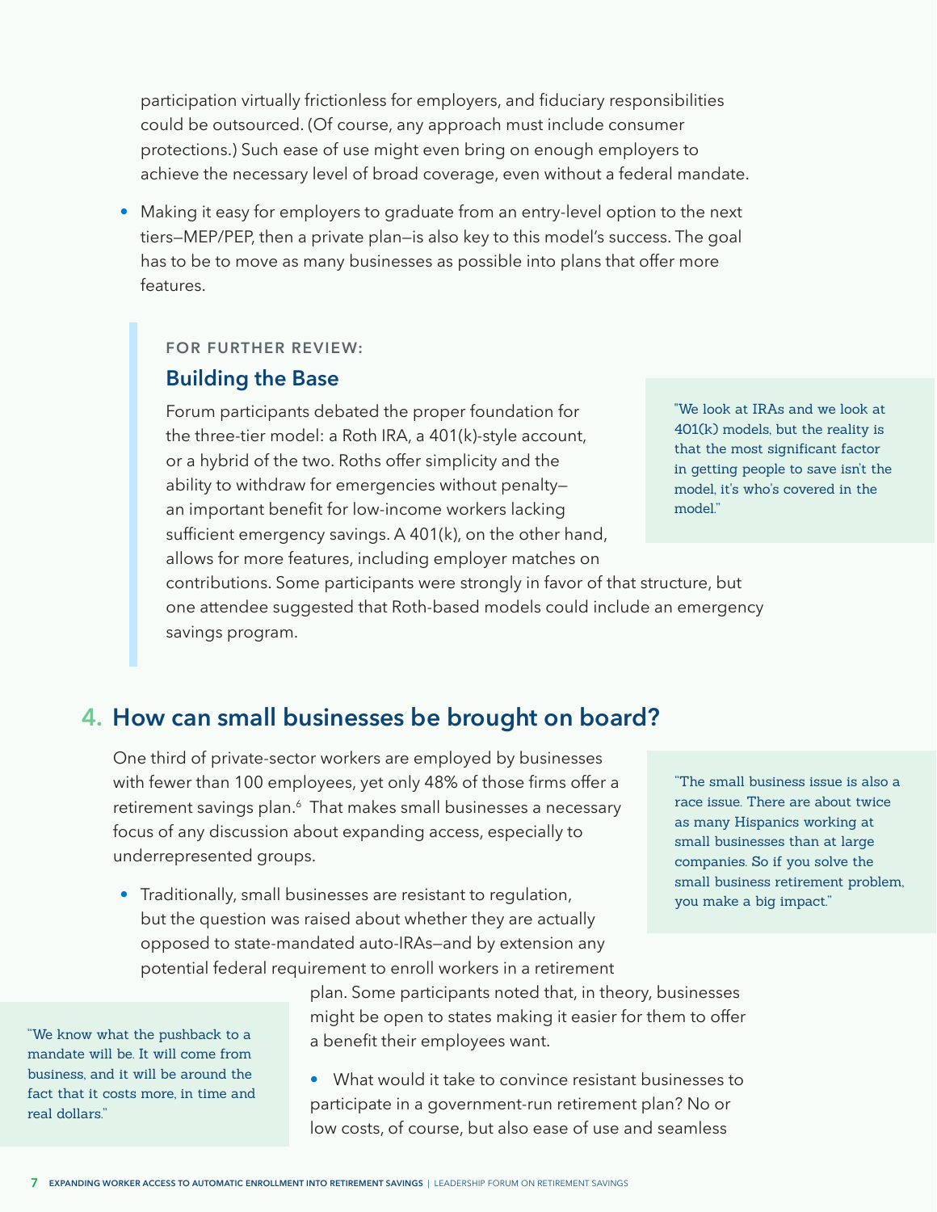participation virtually frictionless for employers, and fiduciary responsibilities could be outsourced. (Of course, any approach must include consumer protections.) Such ease of use might even bring on enough employers to achieve the necessary level of broad coverage, even without a federal mandate.

- Making it easy for employers to graduate from an entry-level option to the next tiers—MEP/PEP, then a private plan—is also key to this model's success. The goal has to be to move as many businesses as possible into plans that offer more features.

> FOR FURTHER REVIEW:
>
> **Building the Base**
>
> Forum participants debated the proper foundation for the three-tier model: a Roth IRA, a 401(k)-style account, or a hybrid of the two. Roths offer simplicity and the ability to withdraw for emergencies without penalty—an important benefit for low-income workers lacking sufficient emergency savings. A 401(k), on the other hand, allows for more features, including employer matches on contributions. Some participants were strongly in favor of that structure, but one attendee suggested that Roth-based models could include an emergency savings program.

"We look at IRAs and we look at 401(k) models, but the reality is that the most significant factor in getting people to save isn't the model, it's who's covered in the model."

## 4. How can small businesses be brought on board?

One third of private-sector workers are employed by businesses with fewer than 100 employees, yet only 48% of those firms offer a retirement savings plan.[6] That makes small businesses a necessary focus of any discussion about expanding access, especially to underrepresented groups.

"The small business issue is also a race issue. There are about twice as many Hispanics working at small businesses than at large companies. So if you solve the small business retirement problem, you make a big impact."

- Traditionally, small businesses are resistant to regulation, but the question was raised about whether they are actually opposed to state-mandated auto-IRAs—and by extension any potential federal requirement to enroll workers in a retirement plan. Some participants noted that, in theory, businesses might be open to states making it easier for them to offer a benefit their employees want.

"We know what the pushback to a mandate will be. It will come from business, and it will be around the fact that it costs more, in time and real dollars."

- What would it take to convince resistant businesses to participate in a government-run retirement plan? No or low costs, of course, but also ease of use and seamless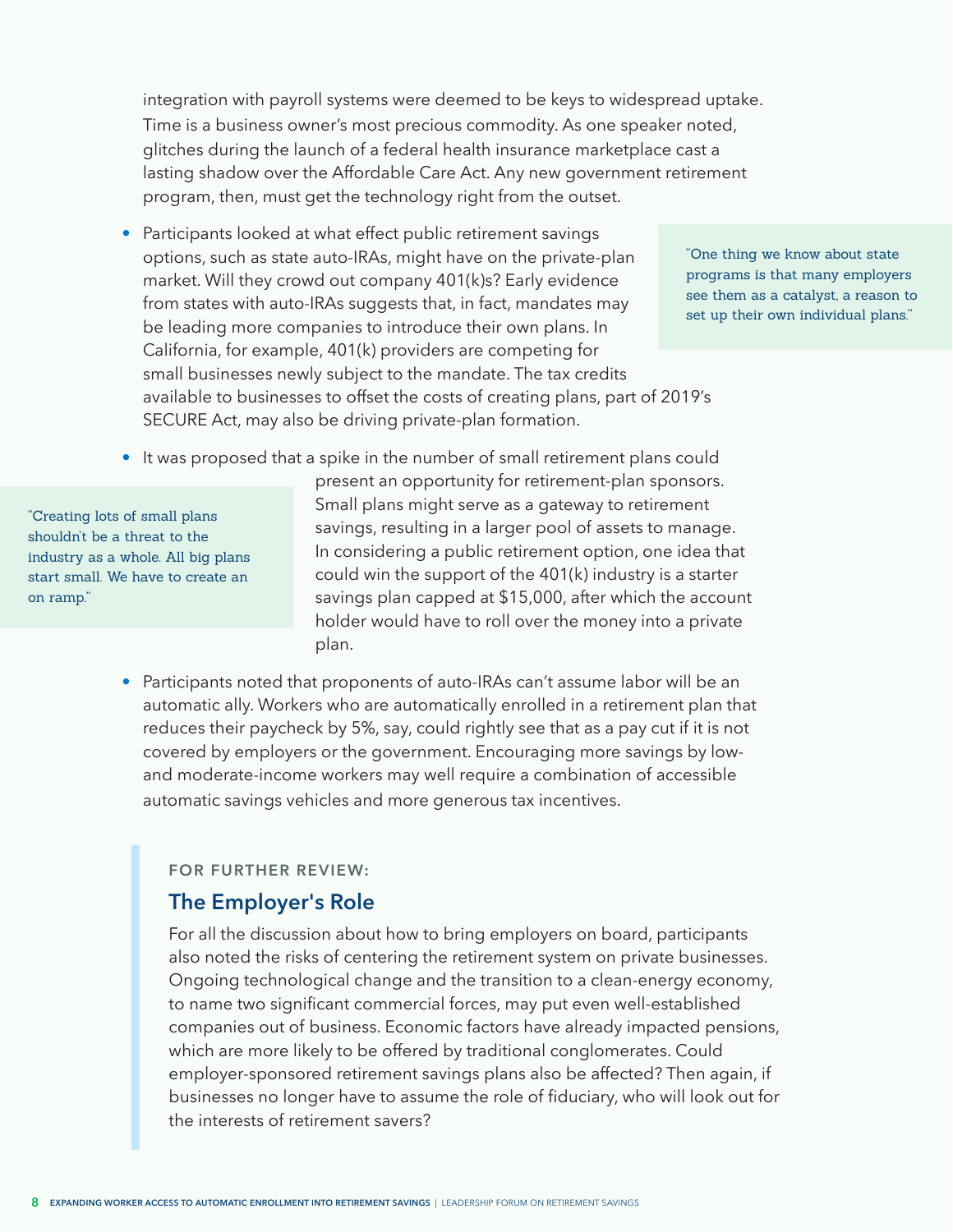integration with payroll systems were deemed to be keys to widespread uptake. Time is a business owner's most precious commodity. As one speaker noted, glitches during the launch of a federal health insurance marketplace cast a lasting shadow over the Affordable Care Act. Any new government retirement program, then, must get the technology right from the outset.

- Participants looked at what effect public retirement savings options, such as state auto-IRAs, might have on the private-plan market. Will they crowd out company 401(k)s? Early evidence from states with auto-IRAs suggests that, in fact, mandates may be leading more companies to introduce their own plans. In California, for example, 401(k) providers are competing for small businesses newly subject to the mandate. The tax credits available to businesses to offset the costs of creating plans, part of 2019's SECURE Act, may also be driving private-plan formation.

> "One thing we know about state programs is that many employers see them as a catalyst, a reason to set up their own individual plans."

- It was proposed that a spike in the number of small retirement plans could present an opportunity for retirement-plan sponsors. Small plans might serve as a gateway to retirement savings, resulting in a larger pool of assets to manage. In considering a public retirement option, one idea that could win the support of the 401(k) industry is a starter savings plan capped at $15,000, after which the account holder would have to roll over the money into a private plan.

> "Creating lots of small plans shouldn't be a threat to the industry as a whole. All big plans start small. We have to create an on ramp."

- Participants noted that proponents of auto-IRAs can't assume labor will be an automatic ally. Workers who are automatically enrolled in a retirement plan that reduces their paycheck by 5%, say, could rightly see that as a pay cut if it is not covered by employers or the government. Encouraging more savings by low- and moderate-income workers may well require a combination of accessible automatic savings vehicles and more generous tax incentives.

FOR FURTHER REVIEW:

## The Employer's Role

For all the discussion about how to bring employers on board, participants also noted the risks of centering the retirement system on private businesses. Ongoing technological change and the transition to a clean-energy economy, to name two significant commercial forces, may put even well-established companies out of business. Economic factors have already impacted pensions, which are more likely to be offered by traditional conglomerates. Could employer-sponsored retirement savings plans also be affected? Then again, if businesses no longer have to assume the role of fiduciary, who will look out for the interests of retirement savers?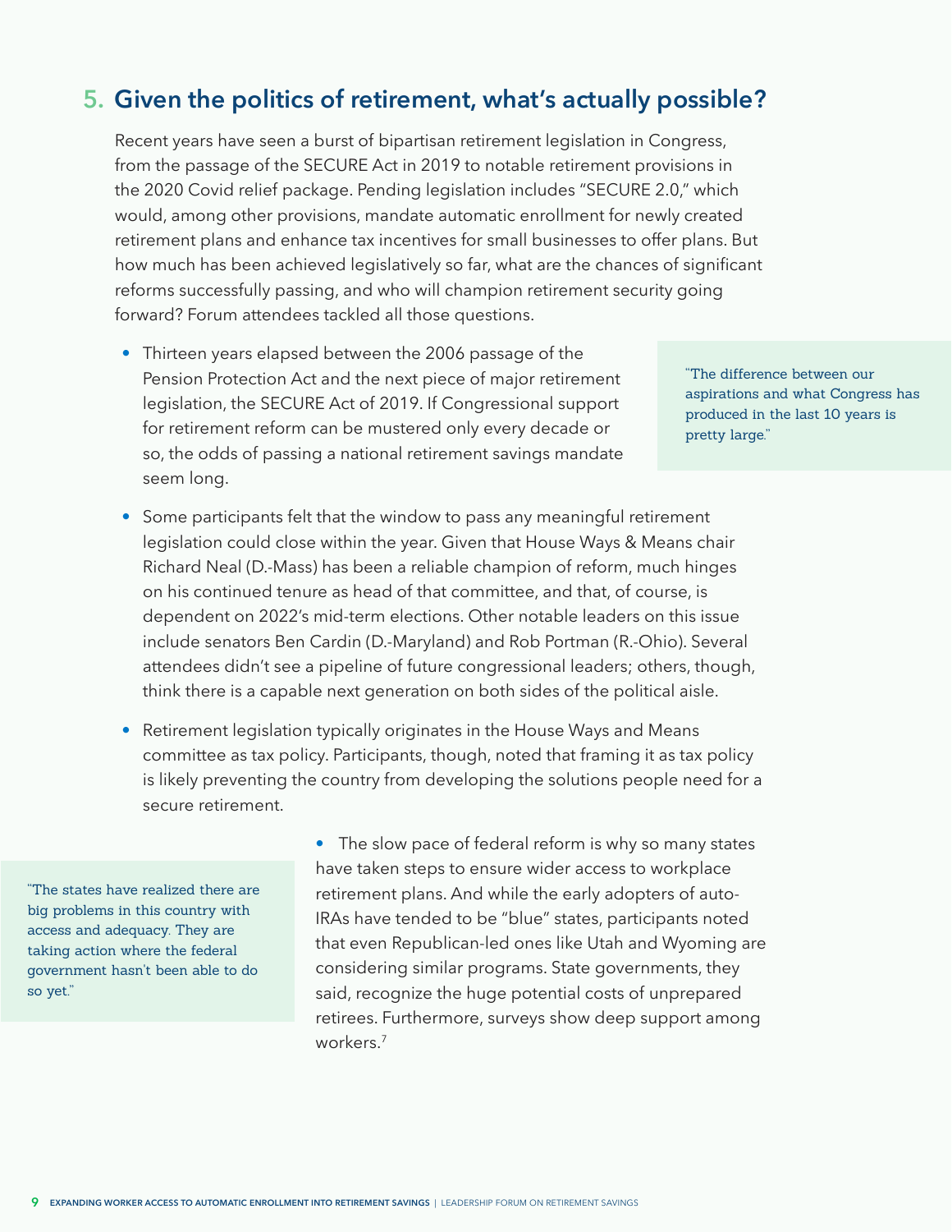## 5. Given the politics of retirement, what's actually possible?

Recent years have seen a burst of bipartisan retirement legislation in Congress, from the passage of the SECURE Act in 2019 to notable retirement provisions in the 2020 Covid relief package. Pending legislation includes "SECURE 2.0," which would, among other provisions, mandate automatic enrollment for newly created retirement plans and enhance tax incentives for small businesses to offer plans. But how much has been achieved legislatively so far, what are the chances of significant reforms successfully passing, and who will champion retirement security going forward? Forum attendees tackled all those questions.

- Thirteen years elapsed between the 2006 passage of the Pension Protection Act and the next piece of major retirement legislation, the SECURE Act of 2019. If Congressional support for retirement reform can be mustered only every decade or so, the odds of passing a national retirement savings mandate seem long.

> "The difference between our aspirations and what Congress has produced in the last 10 years is pretty large."

- Some participants felt that the window to pass any meaningful retirement legislation could close within the year. Given that House Ways & Means chair Richard Neal (D.-Mass) has been a reliable champion of reform, much hinges on his continued tenure as head of that committee, and that, of course, is dependent on 2022's mid-term elections. Other notable leaders on this issue include senators Ben Cardin (D.-Maryland) and Rob Portman (R.-Ohio). Several attendees didn't see a pipeline of future congressional leaders; others, though, think there is a capable next generation on both sides of the political aisle.

- Retirement legislation typically originates in the House Ways and Means committee as tax policy. Participants, though, noted that framing it as tax policy is likely preventing the country from developing the solutions people need for a secure retirement.

- The slow pace of federal reform is why so many states have taken steps to ensure wider access to workplace retirement plans. And while the early adopters of auto-IRAs have tended to be "blue" states, participants noted that even Republican-led ones like Utah and Wyoming are considering similar programs. State governments, they said, recognize the huge potential costs of unprepared retirees. Furthermore, surveys show deep support among workers.[7]

> "The states have realized there are big problems in this country with access and adequacy. They are taking action where the federal government hasn't been able to do so yet."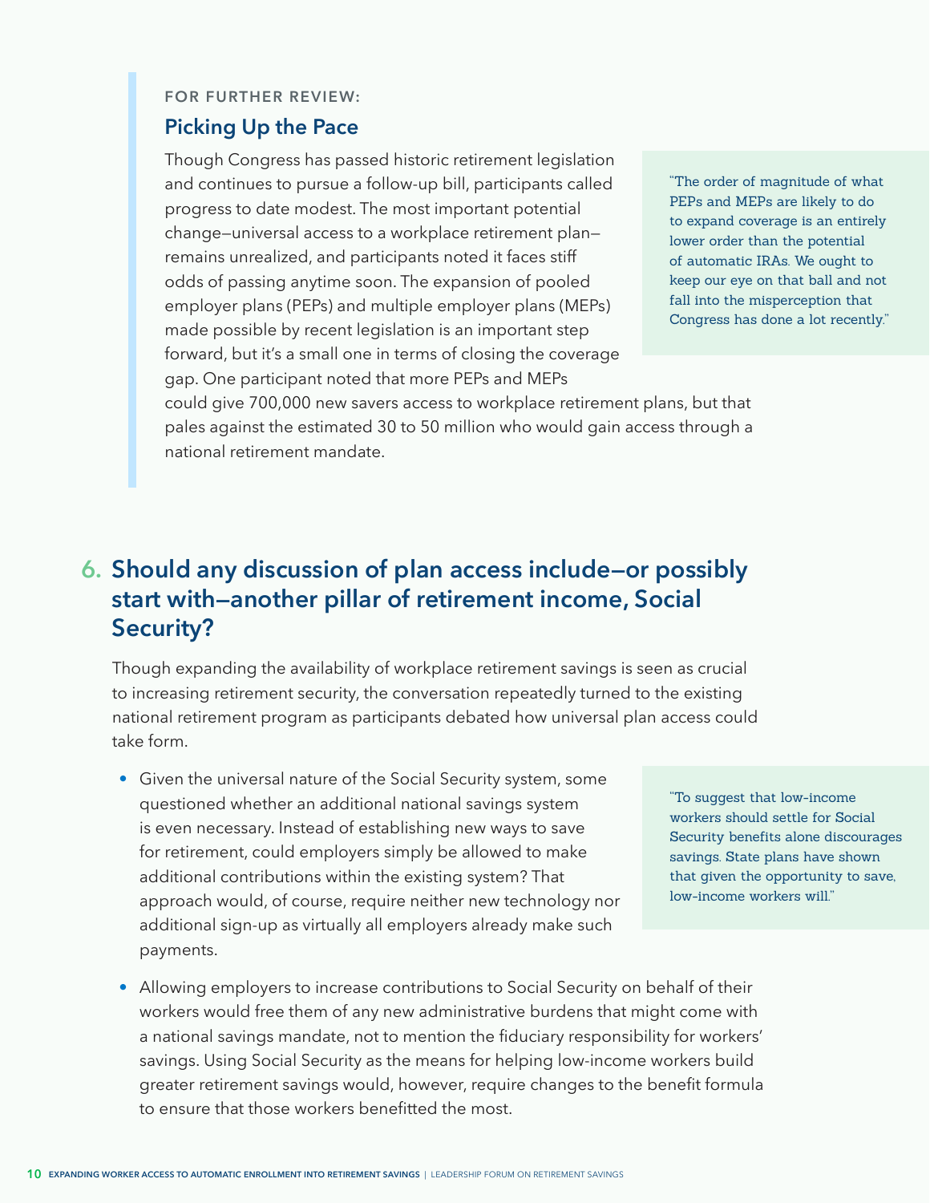FOR FURTHER REVIEW:

### Picking Up the Pace

Though Congress has passed historic retirement legislation and continues to pursue a follow-up bill, participants called progress to date modest. The most important potential change—universal access to a workplace retirement plan—remains unrealized, and participants noted it faces stiff odds of passing anytime soon. The expansion of pooled employer plans (PEPs) and multiple employer plans (MEPs) made possible by recent legislation is an important step forward, but it's a small one in terms of closing the coverage gap. One participant noted that more PEPs and MEPs could give 700,000 new savers access to workplace retirement plans, but that pales against the estimated 30 to 50 million who would gain access through a national retirement mandate.

> "The order of magnitude of what PEPs and MEPs are likely to do to expand coverage is an entirely lower order than the potential of automatic IRAs. We ought to keep our eye on that ball and not fall into the misperception that Congress has done a lot recently."

## 6. Should any discussion of plan access include—or possibly start with—another pillar of retirement income, Social Security?

Though expanding the availability of workplace retirement savings is seen as crucial to increasing retirement security, the conversation repeatedly turned to the existing national retirement program as participants debated how universal plan access could take form.

- Given the universal nature of the Social Security system, some questioned whether an additional national savings system is even necessary. Instead of establishing new ways to save for retirement, could employers simply be allowed to make additional contributions within the existing system? That approach would, of course, require neither new technology nor additional sign-up as virtually all employers already make such payments.

> "To suggest that low-income workers should settle for Social Security benefits alone discourages savings. State plans have shown that given the opportunity to save, low-income workers will."

- Allowing employers to increase contributions to Social Security on behalf of their workers would free them of any new administrative burdens that might come with a national savings mandate, not to mention the fiduciary responsibility for workers' savings. Using Social Security as the means for helping low-income workers build greater retirement savings would, however, require changes to the benefit formula to ensure that those workers benefitted the most.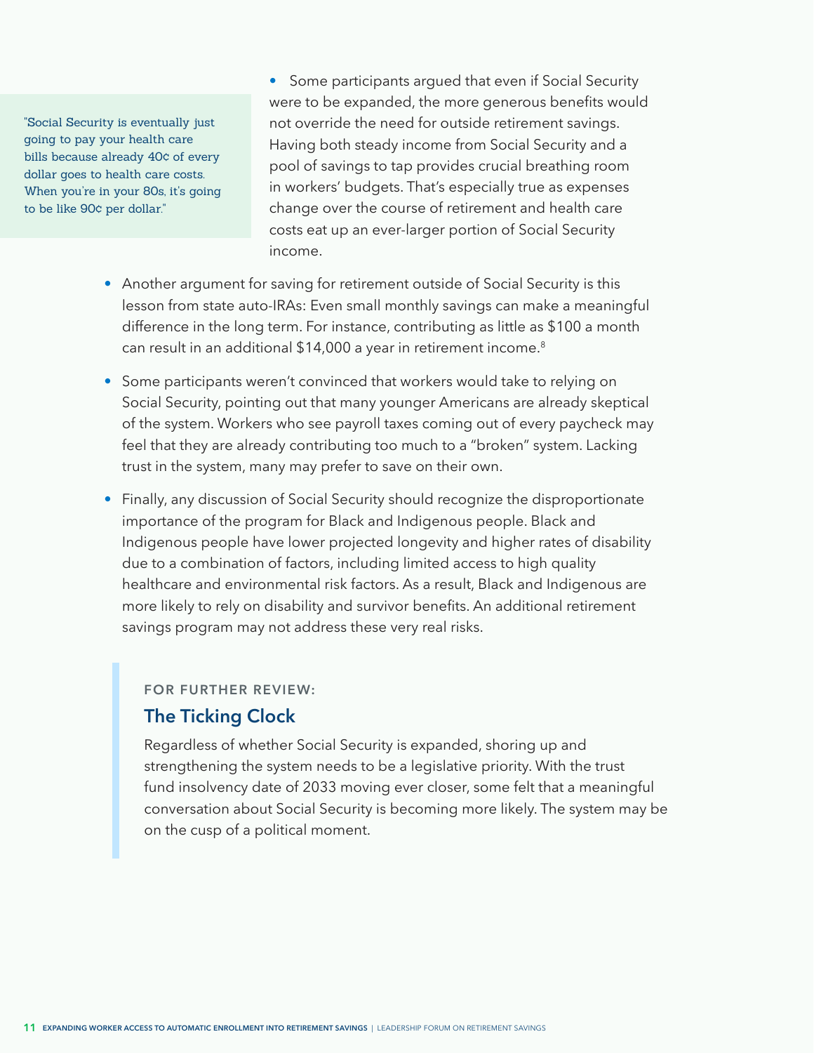> "Social Security is eventually just going to pay your health care bills because already 40¢ of every dollar goes to health care costs. When you're in your 80s, it's going to be like 90¢ per dollar."

- Some participants argued that even if Social Security were to be expanded, the more generous benefits would not override the need for outside retirement savings. Having both steady income from Social Security and a pool of savings to tap provides crucial breathing room in workers' budgets. That's especially true as expenses change over the course of retirement and health care costs eat up an ever-larger portion of Social Security income.

- Another argument for saving for retirement outside of Social Security is this lesson from state auto-IRAs: Even small monthly savings can make a meaningful difference in the long term. For instance, contributing as little as $100 a month can result in an additional $14,000 a year in retirement income.[8]

- Some participants weren't convinced that workers would take to relying on Social Security, pointing out that many younger Americans are already skeptical of the system. Workers who see payroll taxes coming out of every paycheck may feel that they are already contributing too much to a "broken" system. Lacking trust in the system, many may prefer to save on their own.

- Finally, any discussion of Social Security should recognize the disproportionate importance of the program for Black and Indigenous people. Black and Indigenous people have lower projected longevity and higher rates of disability due to a combination of factors, including limited access to high quality healthcare and environmental risk factors. As a result, Black and Indigenous are more likely to rely on disability and survivor benefits. An additional retirement savings program may not address these very real risks.

FOR FURTHER REVIEW:

### The Ticking Clock

Regardless of whether Social Security is expanded, shoring up and strengthening the system needs to be a legislative priority. With the trust fund insolvency date of 2033 moving ever closer, some felt that a meaningful conversation about Social Security is becoming more likely. The system may be on the cusp of a political moment.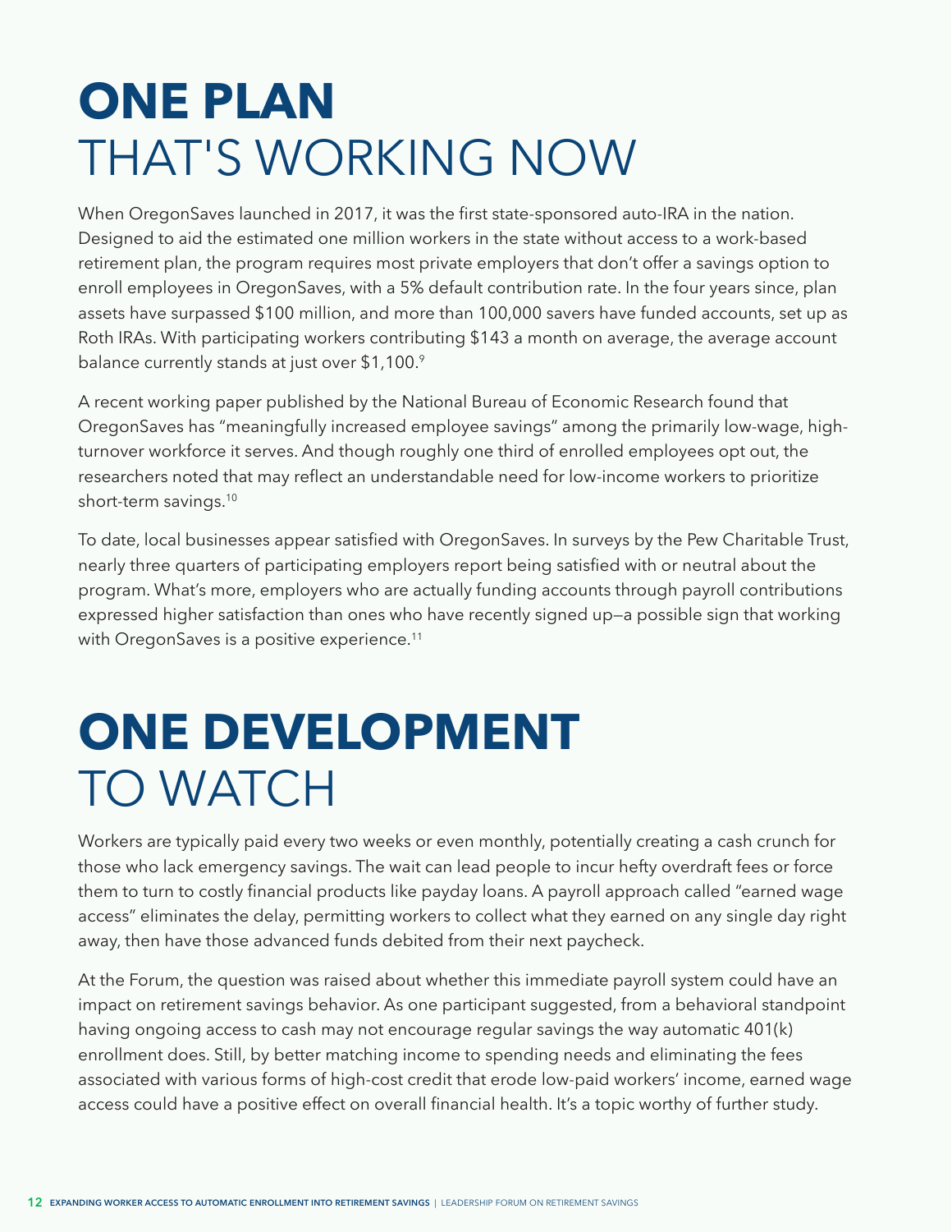# ONE PLAN THAT'S WORKING NOW

When OregonSaves launched in 2017, it was the first state-sponsored auto-IRA in the nation. Designed to aid the estimated one million workers in the state without access to a work-based retirement plan, the program requires most private employers that don't offer a savings option to enroll employees in OregonSaves, with a 5% default contribution rate. In the four years since, plan assets have surpassed $100 million, and more than 100,000 savers have funded accounts, set up as Roth IRAs. With participating workers contributing $143 a month on average, the average account balance currently stands at just over $1,100.[9]

A recent working paper published by the National Bureau of Economic Research found that OregonSaves has "meaningfully increased employee savings" among the primarily low-wage, high-turnover workforce it serves. And though roughly one third of enrolled employees opt out, the researchers noted that may reflect an understandable need for low-income workers to prioritize short-term savings.[10]

To date, local businesses appear satisfied with OregonSaves. In surveys by the Pew Charitable Trust, nearly three quarters of participating employers report being satisfied with or neutral about the program. What's more, employers who are actually funding accounts through payroll contributions expressed higher satisfaction than ones who have recently signed up—a possible sign that working with OregonSaves is a positive experience.[11]

# ONE DEVELOPMENT TO WATCH

Workers are typically paid every two weeks or even monthly, potentially creating a cash crunch for those who lack emergency savings. The wait can lead people to incur hefty overdraft fees or force them to turn to costly financial products like payday loans. A payroll approach called "earned wage access" eliminates the delay, permitting workers to collect what they earned on any single day right away, then have those advanced funds debited from their next paycheck.

At the Forum, the question was raised about whether this immediate payroll system could have an impact on retirement savings behavior. As one participant suggested, from a behavioral standpoint having ongoing access to cash may not encourage regular savings the way automatic 401(k) enrollment does. Still, by better matching income to spending needs and eliminating the fees associated with various forms of high-cost credit that erode low-paid workers' income, earned wage access could have a positive effect on overall financial health. It's a topic worthy of further study.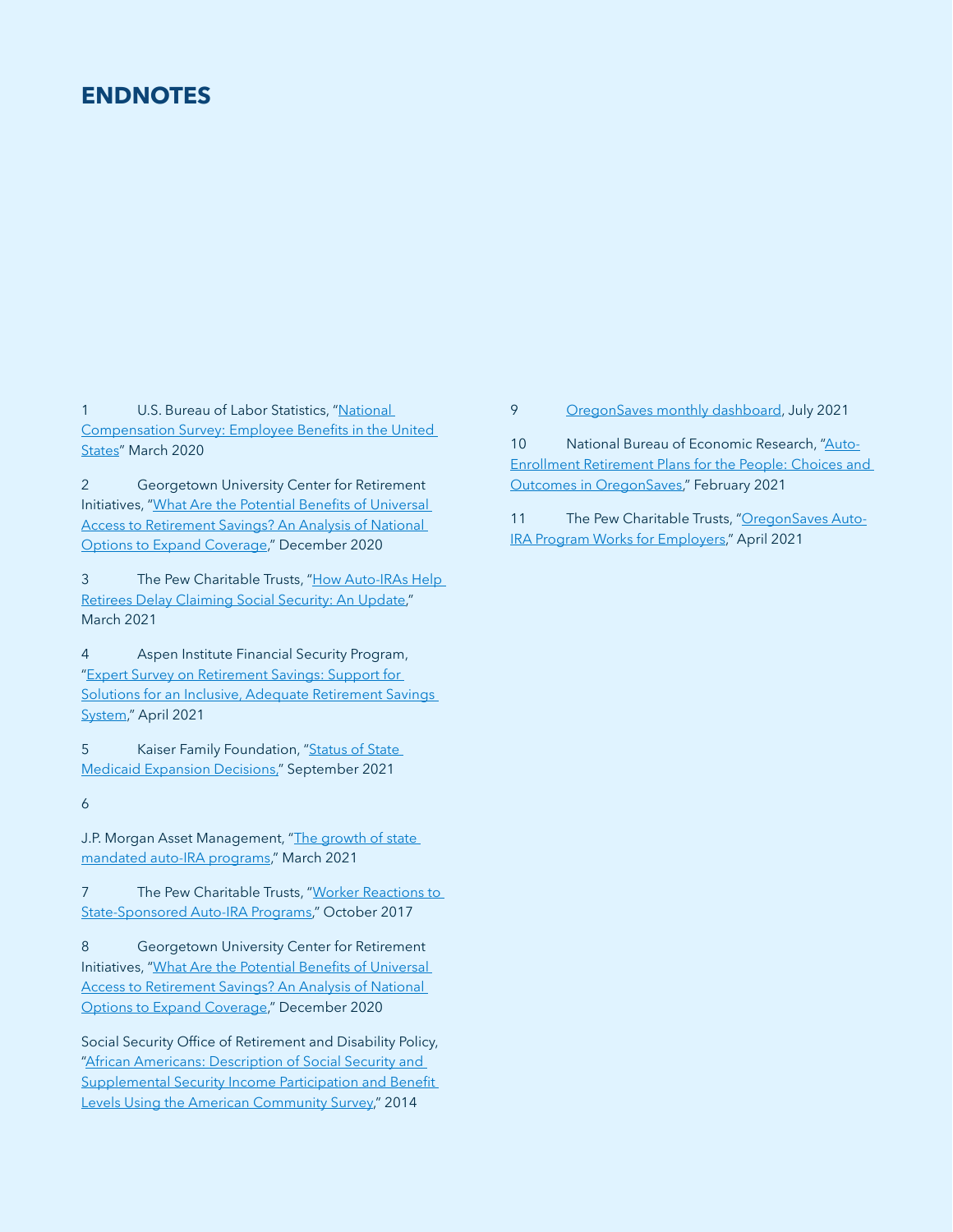# ENDNOTES

1 U.S. Bureau of Labor Statistics, "National Compensation Survey: Employee Benefits in the United States" March 2020

2 Georgetown University Center for Retirement Initiatives, "What Are the Potential Benefits of Universal Access to Retirement Savings? An Analysis of National Options to Expand Coverage," December 2020

3 The Pew Charitable Trusts, "How Auto-IRAs Help Retirees Delay Claiming Social Security: An Update," March 2021

4 Aspen Institute Financial Security Program, "Expert Survey on Retirement Savings: Support for Solutions for an Inclusive, Adequate Retirement Savings System," April 2021

5 Kaiser Family Foundation, "Status of State Medicaid Expansion Decisions," September 2021

6

J.P. Morgan Asset Management, "The growth of state mandated auto-IRA programs," March 2021

7 The Pew Charitable Trusts, "Worker Reactions to State-Sponsored Auto-IRA Programs," October 2017

8 Georgetown University Center for Retirement Initiatives, "What Are the Potential Benefits of Universal Access to Retirement Savings? An Analysis of National Options to Expand Coverage," December 2020

Social Security Office of Retirement and Disability Policy, "African Americans: Description of Social Security and Supplemental Security Income Participation and Benefit Levels Using the American Community Survey," 2014

9 OregonSaves monthly dashboard, July 2021

10 National Bureau of Economic Research, "Auto-Enrollment Retirement Plans for the People: Choices and Outcomes in OregonSaves," February 2021

11 The Pew Charitable Trusts, "OregonSaves Auto-IRA Program Works for Employers," April 2021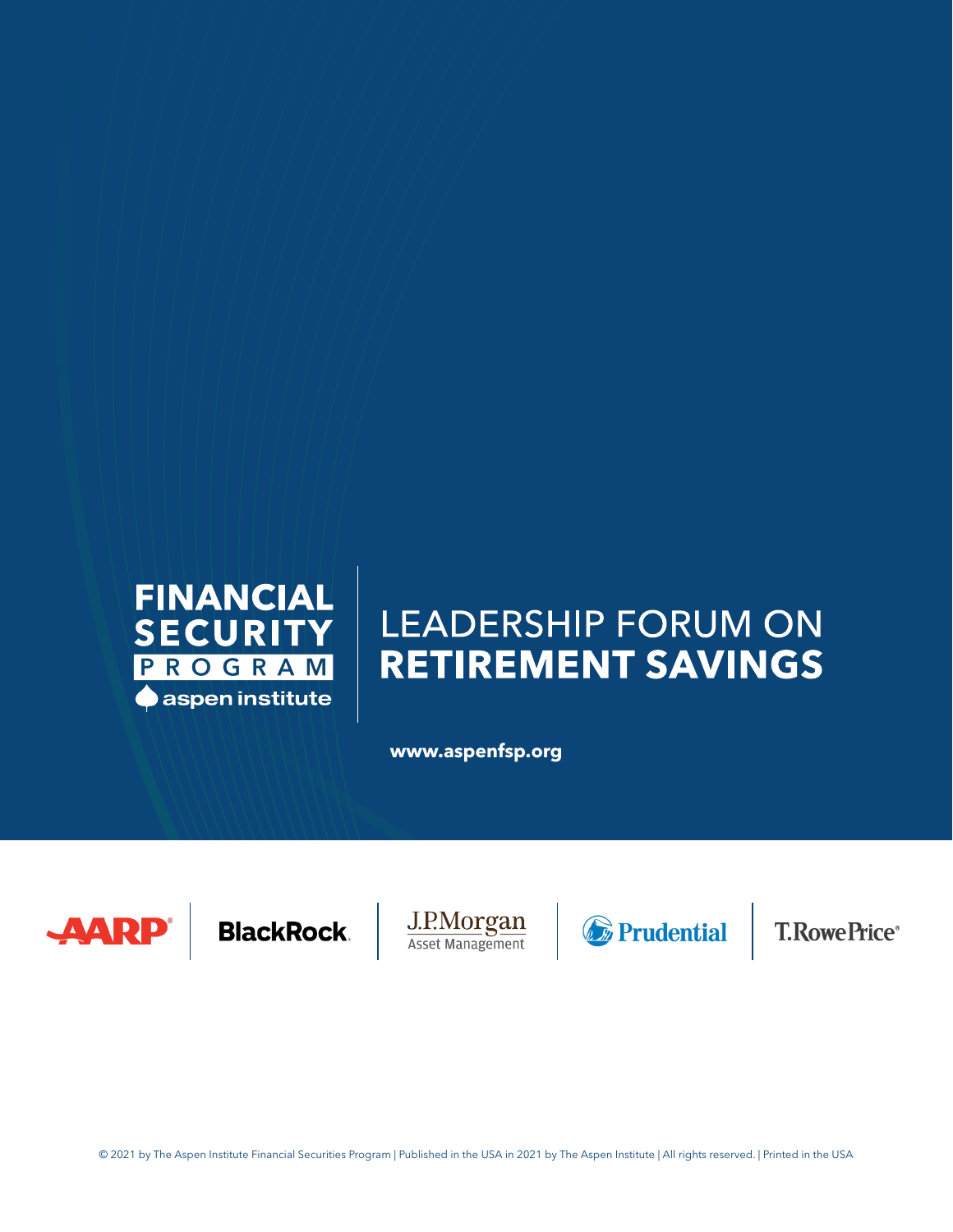FINANCIAL SECURITY PROGRAM

aspen institute

# LEADERSHIP FORUM ON **RETIREMENT SAVINGS**

**www.aspenfsp.org**

AARP | BlackRock | J.P.Morgan Asset Management | Prudential | T.RowePrice

© 2021 by The Aspen Institute Financial Securities Program | Published in the USA in 2021 by The Aspen Institute | All rights reserved. | Printed in the USA